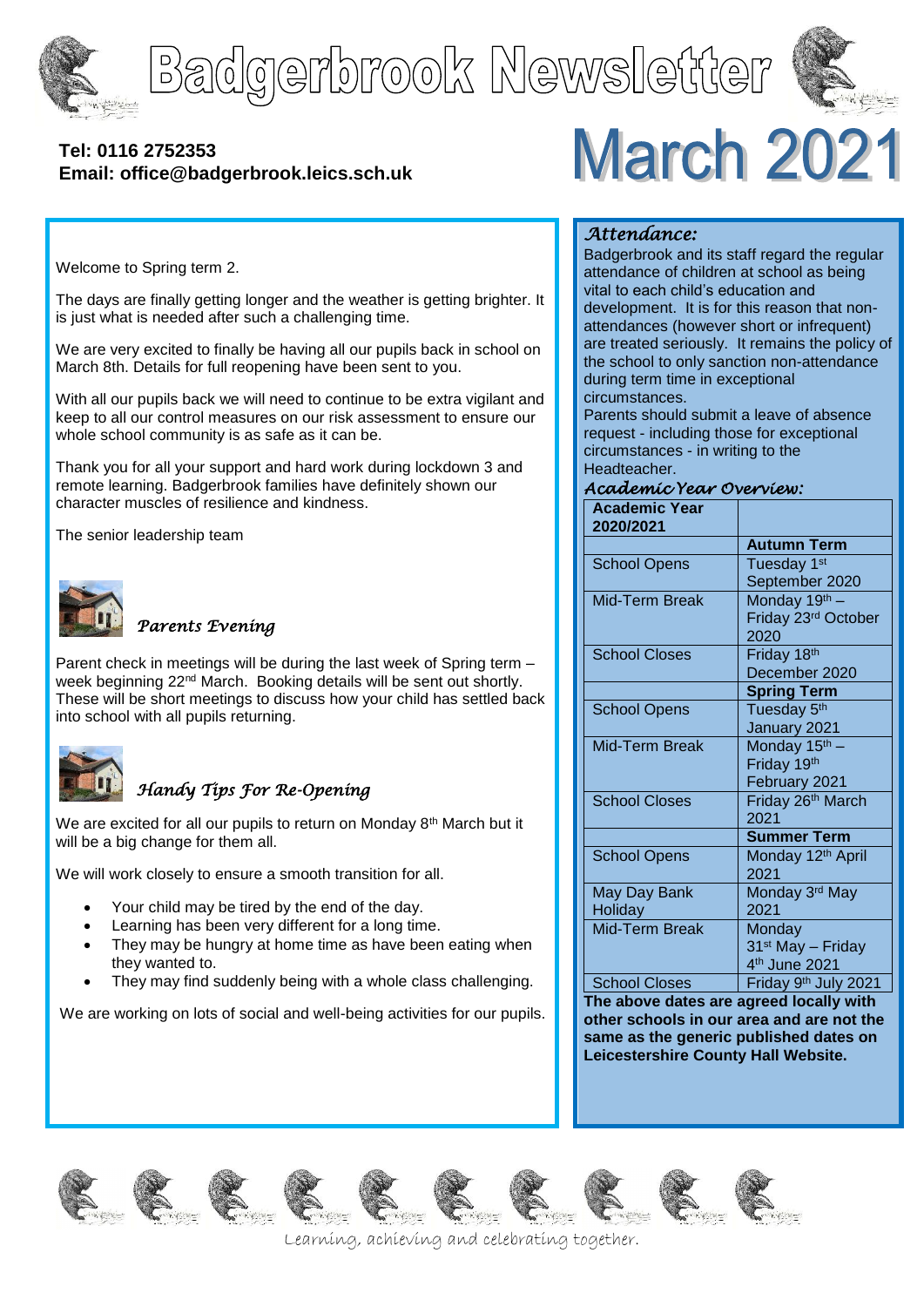# Badgerbrook Newsletter

# March 2021

**Tel: 0116 2752353**
**Email: office@badgerbrook.leics.sch.uk**

Welcome to Spring term 2.

The days are finally getting longer and the weather is getting brighter. It is just what is needed after such a challenging time.

We are very excited to finally be having all our pupils back in school on March 8th. Details for full reopening have been sent to you.

With all our pupils back we will need to continue to be extra vigilant and keep to all our control measures on our risk assessment to ensure our whole school community is as safe as it can be.

Thank you for all your support and hard work during lockdown 3 and remote learning. Badgerbrook families have definitely shown our character muscles of resilience and kindness.

The senior leadership team

## *Parents Evening*

Parent check in meetings will be during the last week of Spring term – week beginning 22nd March. Booking details will be sent out shortly. These will be short meetings to discuss how your child has settled back into school with all pupils returning.

## *Handy Tips For Re-Opening*

We are excited for all our pupils to return on Monday 8th March but it will be a big change for them all.

We will work closely to ensure a smooth transition for all.

- Your child may be tired by the end of the day.
- Learning has been very different for a long time.
- They may be hungry at home time as have been eating when they wanted to.
- They may find suddenly being with a whole class challenging.

We are working on lots of social and well-being activities for our pupils.

## *Attendance:*

Badgerbrook and its staff regard the regular attendance of children at school as being vital to each child's education and development. It is for this reason that non-attendances (however short or infrequent) are treated seriously. It remains the policy of the school to only sanction non-attendance during term time in exceptional circumstances.

Parents should submit a leave of absence request - including those for exceptional circumstances - in writing to the Headteacher.

## *Academic Year Overview:*

| **Academic Year 2020/2021** | |
|---|---|
| | **Autumn Term** |
| School Opens | Tuesday 1st September 2020 |
| Mid-Term Break | Monday 19th – Friday 23rd October 2020 |
| School Closes | Friday 18th December 2020 |
| | **Spring Term** |
| School Opens | Tuesday 5th January 2021 |
| Mid-Term Break | Monday 15th – Friday 19th February 2021 |
| School Closes | Friday 26th March 2021 |
| | **Summer Term** |
| School Opens | Monday 12th April 2021 |
| May Day Bank Holiday | Monday 3rd May 2021 |
| Mid-Term Break | Monday 31st May – Friday 4th June 2021 |
| School Closes | Friday 9th July 2021 |

**The above dates are agreed locally with other schools in our area and are not the same as the generic published dates on Leicestershire County Hall Website.**

*Learning, achieving and celebrating together.*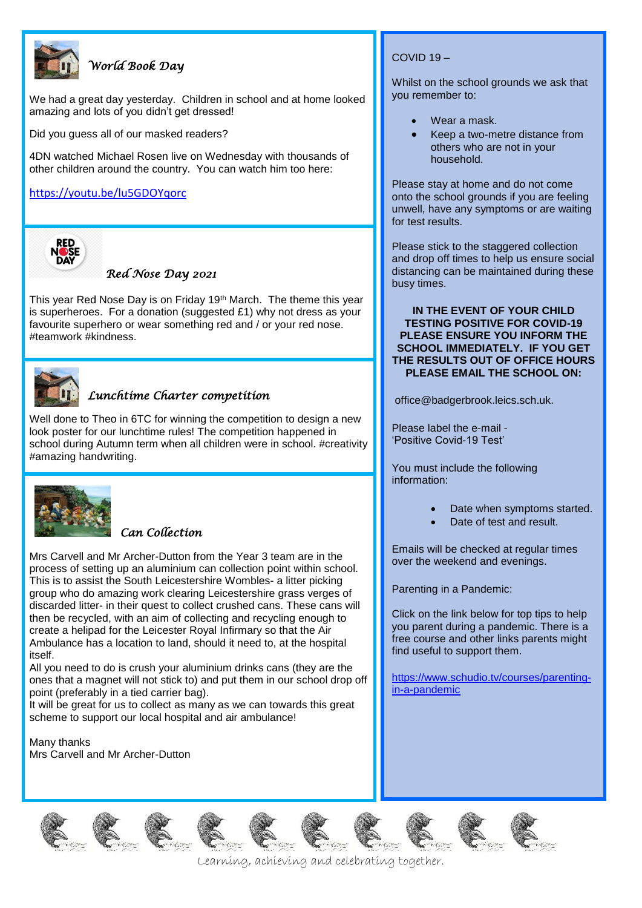## *World Book Day*

We had a great day yesterday. Children in school and at home looked amazing and lots of you didn't get dressed!

Did you guess all of our masked readers?

4DN watched Michael Rosen live on Wednesday with thousands of other children around the country. You can watch him too here:

https://youtu.be/lu5GDOYqorc

## *Red Nose Day 2021*

This year Red Nose Day is on Friday 19th March. The theme this year is superheroes. For a donation (suggested £1) why not dress as your favourite superhero or wear something red and / or your red nose. #teamwork #kindness.

## *Lunchtime Charter competition*

Well done to Theo in 6TC for winning the competition to design a new look poster for our lunchtime rules! The competition happened in school during Autumn term when all children were in school. #creativity #amazing handwriting.

## *Can Collection*

Mrs Carvell and Mr Archer-Dutton from the Year 3 team are in the process of setting up an aluminium can collection point within school. This is to assist the South Leicestershire Wombles- a litter picking group who do amazing work clearing Leicestershire grass verges of discarded litter- in their quest to collect crushed cans. These cans will then be recycled, with an aim of collecting and recycling enough to create a helipad for the Leicester Royal Infirmary so that the Air Ambulance has a location to land, should it need to, at the hospital itself.

All you need to do is crush your aluminium drinks cans (they are the ones that a magnet will not stick to) and put them in our school drop off point (preferably in a tied carrier bag).

It will be great for us to collect as many as we can towards this great scheme to support our local hospital and air ambulance!

Many thanks
Mrs Carvell and Mr Archer-Dutton

COVID 19 –

Whilst on the school grounds we ask that you remember to:

- Wear a mask.
- Keep a two-metre distance from others who are not in your household.

Please stay at home and do not come onto the school grounds if you are feeling unwell, have any symptoms or are waiting for test results.

Please stick to the staggered collection and drop off times to help us ensure social distancing can be maintained during these busy times.

**IN THE EVENT OF YOUR CHILD TESTING POSITIVE FOR COVID-19 PLEASE ENSURE YOU INFORM THE SCHOOL IMMEDIATELY. IF YOU GET THE RESULTS OUT OF OFFICE HOURS PLEASE EMAIL THE SCHOOL ON:**

office@badgerbrook.leics.sch.uk.

Please label the e-mail - 'Positive Covid-19 Test'

You must include the following information:

- Date when symptoms started.
- Date of test and result.

Emails will be checked at regular times over the weekend and evenings.

Parenting in a Pandemic:

Click on the link below for top tips to help you parent during a pandemic. There is a free course and other links parents might find useful to support them.

https://www.schudio.tv/courses/parenting-in-a-pandemic

*Learning, achieving and celebrating together.*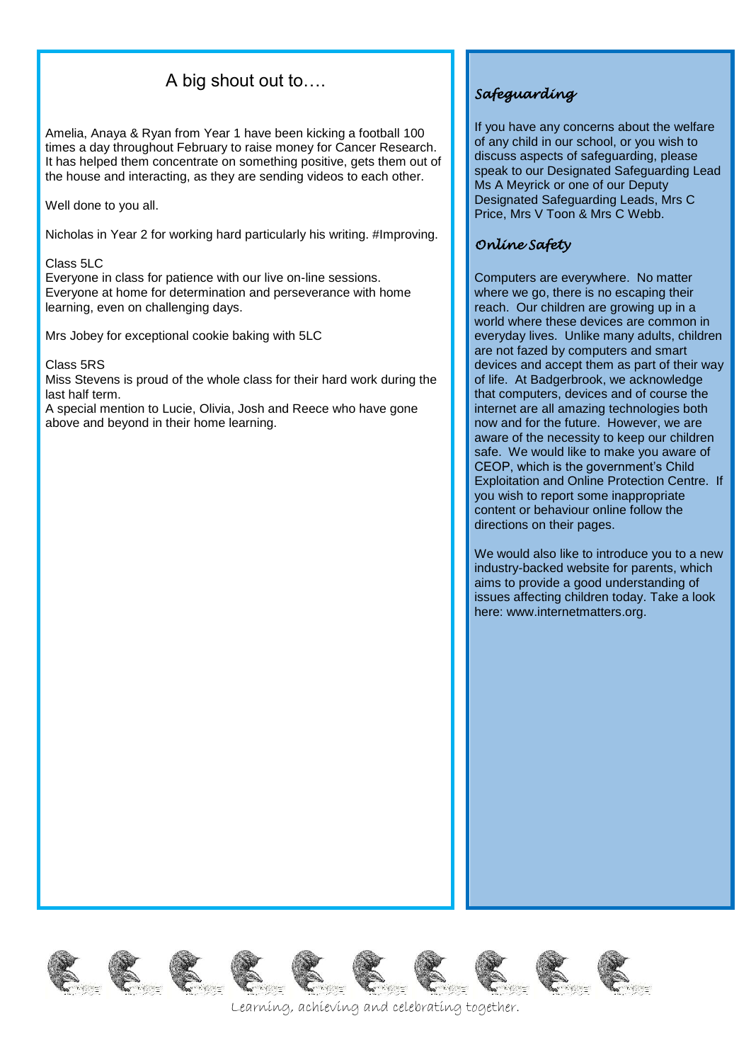## A big shout out to….

Amelia, Anaya & Ryan from Year 1 have been kicking a football 100 times a day throughout February to raise money for Cancer Research. It has helped them concentrate on something positive, gets them out of the house and interacting, as they are sending videos to each other.

Well done to you all.

Nicholas in Year 2 for working hard particularly his writing. #Improving.

Class 5LC
Everyone in class for patience with our live on-line sessions.
Everyone at home for determination and perseverance with home learning, even on challenging days.

Mrs Jobey for exceptional cookie baking with 5LC

Class 5RS
Miss Stevens is proud of the whole class for their hard work during the last half term.
A special mention to Lucie, Olivia, Josh and Reece who have gone above and beyond in their home learning.

## *Safeguarding*

If you have any concerns about the welfare of any child in our school, or you wish to discuss aspects of safeguarding, please speak to our Designated Safeguarding Lead Ms A Meyrick or one of our Deputy Designated Safeguarding Leads, Mrs C Price, Mrs V Toon & Mrs C Webb.

## *Online Safety*

Computers are everywhere. No matter where we go, there is no escaping their reach. Our children are growing up in a world where these devices are common in everyday lives. Unlike many adults, children are not fazed by computers and smart devices and accept them as part of their way of life. At Badgerbrook, we acknowledge that computers, devices and of course the internet are all amazing technologies both now and for the future. However, we are aware of the necessity to keep our children safe. We would like to make you aware of CEOP, which is the government's Child Exploitation and Online Protection Centre. If you wish to report some inappropriate content or behaviour online follow the directions on their pages.

We would also like to introduce you to a new industry-backed website for parents, which aims to provide a good understanding of issues affecting children today. Take a look here: www.internetmatters.org.

*Learning, achieving and celebrating together.*